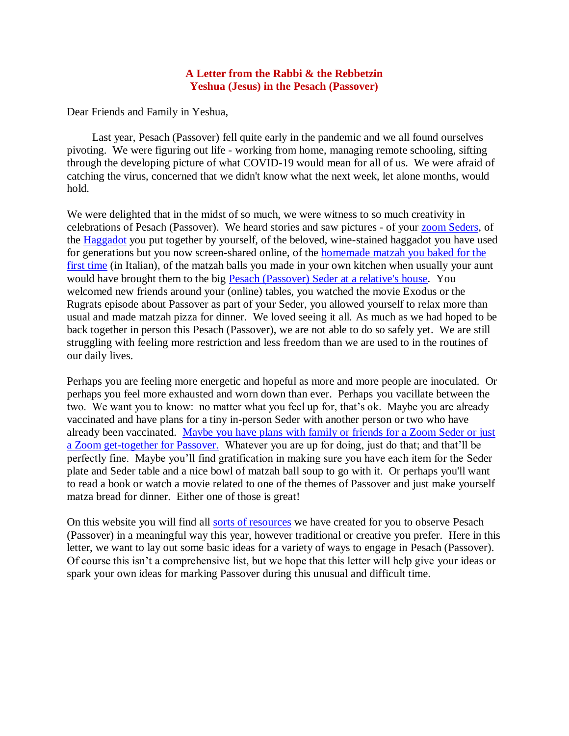## A Letter from the Rabbi & the Rebbetzin
## Yeshua (Jesus) in the Pesach (Passover)

Dear Friends and Family in Yeshua,

Last year, Pesach (Passover) fell quite early in the pandemic and we all found ourselves pivoting. We were figuring out life - working from home, managing remote schooling, sifting through the developing picture of what COVID-19 would mean for all of us. We were afraid of catching the virus, concerned that we didn't know what the next week, let alone months, would hold.

We were delighted that in the midst of so much, we were witness to so much creativity in celebrations of Pesach (Passover). We heard stories and saw pictures - of your zoom Seders, of the Haggadot you put together by yourself, of the beloved, wine-stained haggadot you have used for generations but you now screen-shared online, of the homemade matzah you baked for the first time (in Italian), of the matzah balls you made in your own kitchen when usually your aunt would have brought them to the big Pesach (Passover) Seder at a relative's house. You welcomed new friends around your (online) tables, you watched the movie Exodus or the Rugrats episode about Passover as part of your Seder, you allowed yourself to relax more than usual and made matzah pizza for dinner. We loved seeing it all. As much as we had hoped to be back together in person this Pesach (Passover), we are not able to do so safely yet. We are still struggling with feeling more restriction and less freedom than we are used to in the routines of our daily lives.

Perhaps you are feeling more energetic and hopeful as more and more people are inoculated. Or perhaps you feel more exhausted and worn down than ever. Perhaps you vacillate between the two. We want you to know: no matter what you feel up for, that's ok. Maybe you are already vaccinated and have plans for a tiny in-person Seder with another person or two who have already been vaccinated. Maybe you have plans with family or friends for a Zoom Seder or just a Zoom get-together for Passover. Whatever you are up for doing, just do that; and that'll be perfectly fine. Maybe you'll find gratification in making sure you have each item for the Seder plate and Seder table and a nice bowl of matzah ball soup to go with it. Or perhaps you'll want to read a book or watch a movie related to one of the themes of Passover and just make yourself matza bread for dinner. Either one of those is great!

On this website you will find all sorts of resources we have created for you to observe Pesach (Passover) in a meaningful way this year, however traditional or creative you prefer. Here in this letter, we want to lay out some basic ideas for a variety of ways to engage in Pesach (Passover). Of course this isn't a comprehensive list, but we hope that this letter will help give your ideas or spark your own ideas for marking Passover during this unusual and difficult time.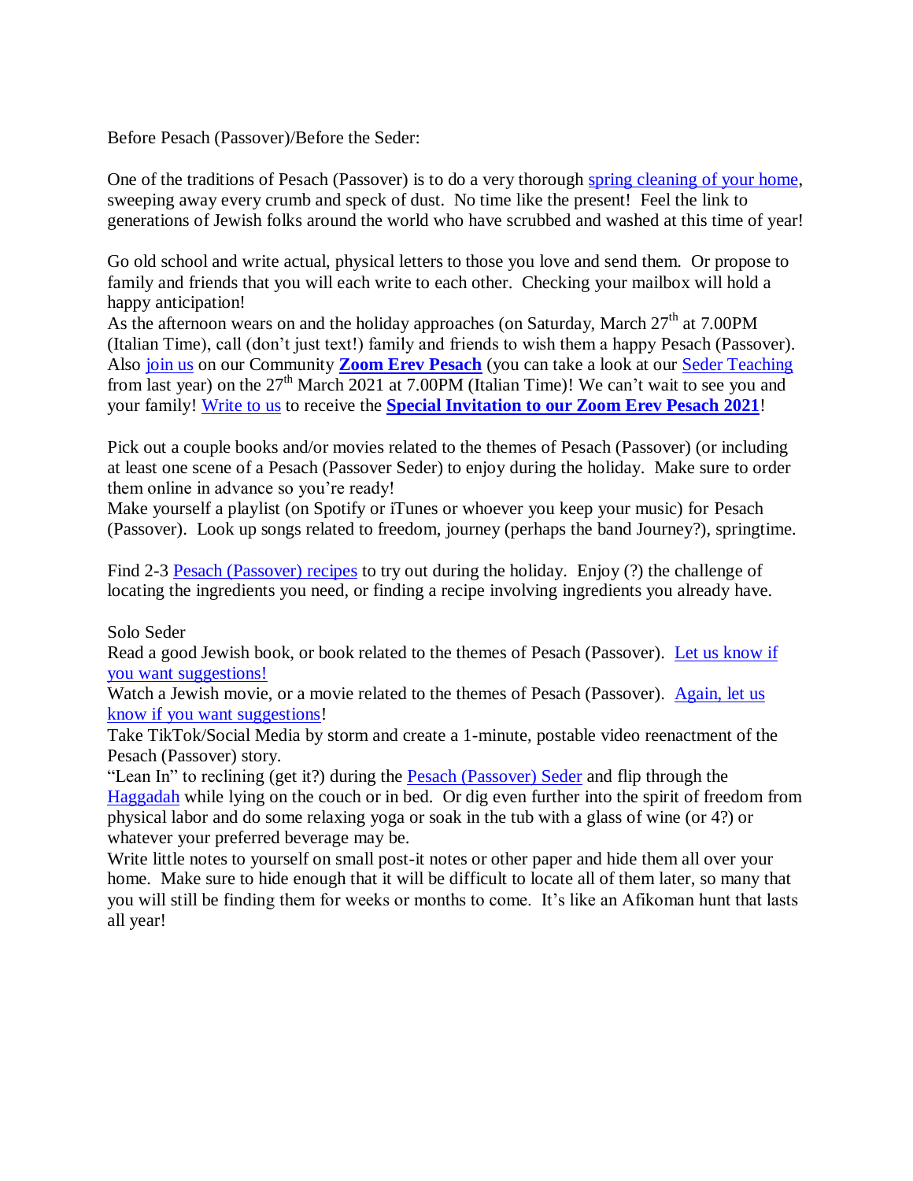Before Pesach (Passover)/Before the Seder:

One of the traditions of Pesach (Passover) is to do a very thorough spring cleaning of your home, sweeping away every crumb and speck of dust. No time like the present! Feel the link to generations of Jewish folks around the world who have scrubbed and washed at this time of year!

Go old school and write actual, physical letters to those you love and send them. Or propose to family and friends that you will each write to each other. Checking your mailbox will hold a happy anticipation!

As the afternoon wears on and the holiday approaches (on Saturday, March 27th at 7.00PM (Italian Time), call (don't just text!) family and friends to wish them a happy Pesach (Passover). Also join us on our Community **Zoom Erev Pesach** (you can take a look at our Seder Teaching from last year) on the 27th March 2021 at 7.00PM (Italian Time)! We can't wait to see you and your family! Write to us to receive the **Special Invitation to our Zoom Erev Pesach 2021**!

Pick out a couple books and/or movies related to the themes of Pesach (Passover) (or including at least one scene of a Pesach (Passover Seder) to enjoy during the holiday. Make sure to order them online in advance so you're ready!

Make yourself a playlist (on Spotify or iTunes or whoever you keep your music) for Pesach (Passover). Look up songs related to freedom, journey (perhaps the band Journey?), springtime.

Find 2-3 Pesach (Passover) recipes to try out during the holiday. Enjoy (?) the challenge of locating the ingredients you need, or finding a recipe involving ingredients you already have.

Solo Seder

Read a good Jewish book, or book related to the themes of Pesach (Passover). Let us know if you want suggestions!

Watch a Jewish movie, or a movie related to the themes of Pesach (Passover). Again, let us know if you want suggestions!

Take TikTok/Social Media by storm and create a 1-minute, postable video reenactment of the Pesach (Passover) story.

"Lean In" to reclining (get it?) during the Pesach (Passover) Seder and flip through the Haggadah while lying on the couch or in bed. Or dig even further into the spirit of freedom from physical labor and do some relaxing yoga or soak in the tub with a glass of wine (or 4?) or whatever your preferred beverage may be.

Write little notes to yourself on small post-it notes or other paper and hide them all over your home. Make sure to hide enough that it will be difficult to locate all of them later, so many that you will still be finding them for weeks or months to come. It's like an Afikoman hunt that lasts all year!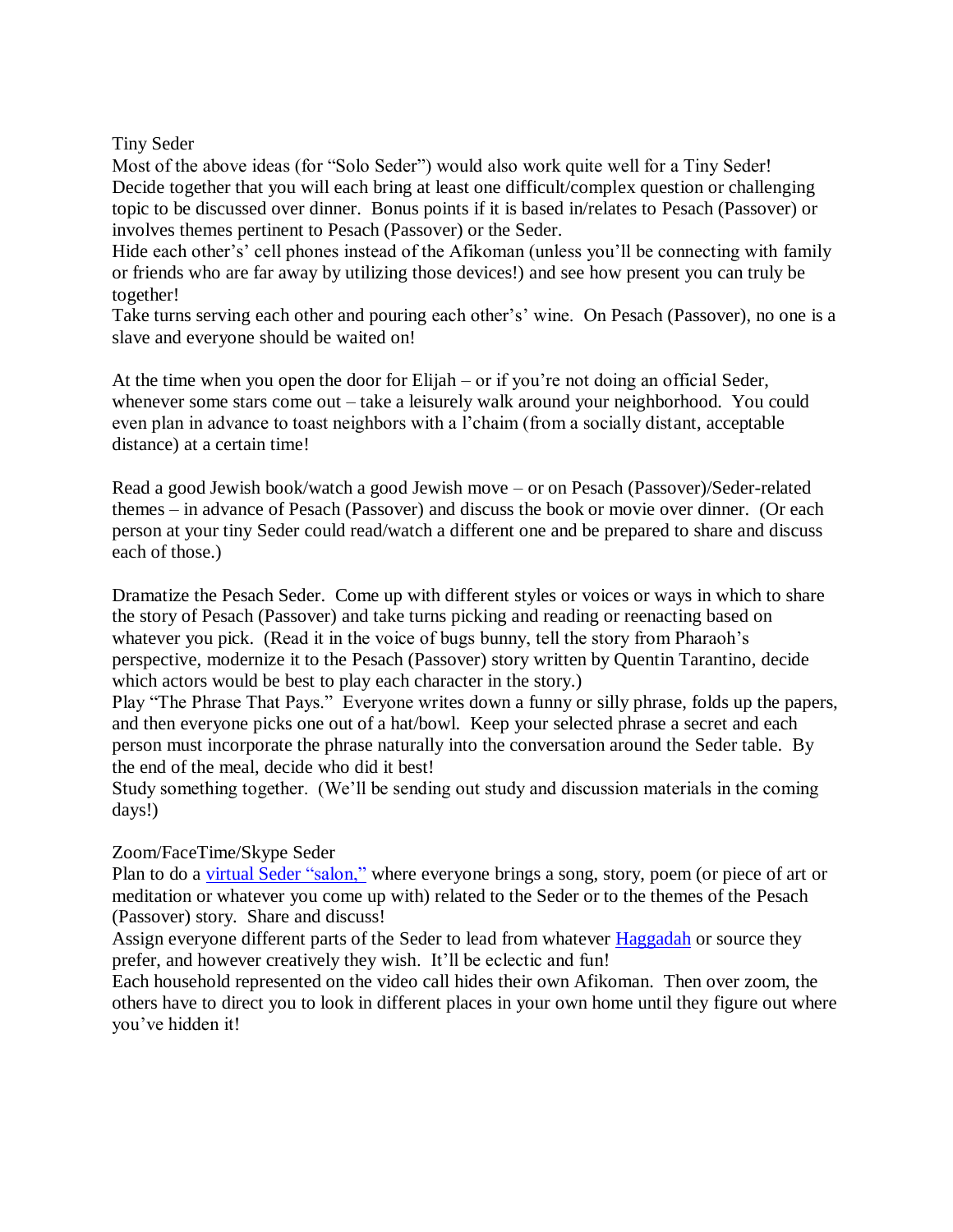## Tiny Seder

Most of the above ideas (for "Solo Seder") would also work quite well for a Tiny Seder!

Decide together that you will each bring at least one difficult/complex question or challenging topic to be discussed over dinner. Bonus points if it is based in/relates to Pesach (Passover) or involves themes pertinent to Pesach (Passover) or the Seder.

Hide each other's' cell phones instead of the Afikoman (unless you'll be connecting with family or friends who are far away by utilizing those devices!) and see how present you can truly be together!

Take turns serving each other and pouring each other's' wine. On Pesach (Passover), no one is a slave and everyone should be waited on!

At the time when you open the door for Elijah – or if you're not doing an official Seder, whenever some stars come out – take a leisurely walk around your neighborhood. You could even plan in advance to toast neighbors with a l'chaim (from a socially distant, acceptable distance) at a certain time!

Read a good Jewish book/watch a good Jewish move – or on Pesach (Passover)/Seder-related themes – in advance of Pesach (Passover) and discuss the book or movie over dinner. (Or each person at your tiny Seder could read/watch a different one and be prepared to share and discuss each of those.)

Dramatize the Pesach Seder. Come up with different styles or voices or ways in which to share the story of Pesach (Passover) and take turns picking and reading or reenacting based on whatever you pick. (Read it in the voice of bugs bunny, tell the story from Pharaoh's perspective, modernize it to the Pesach (Passover) story written by Quentin Tarantino, decide which actors would be best to play each character in the story.)

Play "The Phrase That Pays." Everyone writes down a funny or silly phrase, folds up the papers, and then everyone picks one out of a hat/bowl. Keep your selected phrase a secret and each person must incorporate the phrase naturally into the conversation around the Seder table. By the end of the meal, decide who did it best!

Study something together. (We'll be sending out study and discussion materials in the coming days!)

## Zoom/FaceTime/Skype Seder

Plan to do a virtual Seder "salon," where everyone brings a song, story, poem (or piece of art or meditation or whatever you come up with) related to the Seder or to the themes of the Pesach (Passover) story. Share and discuss!

Assign everyone different parts of the Seder to lead from whatever Haggadah or source they prefer, and however creatively they wish. It'll be eclectic and fun!

Each household represented on the video call hides their own Afikoman. Then over zoom, the others have to direct you to look in different places in your own home until they figure out where you've hidden it!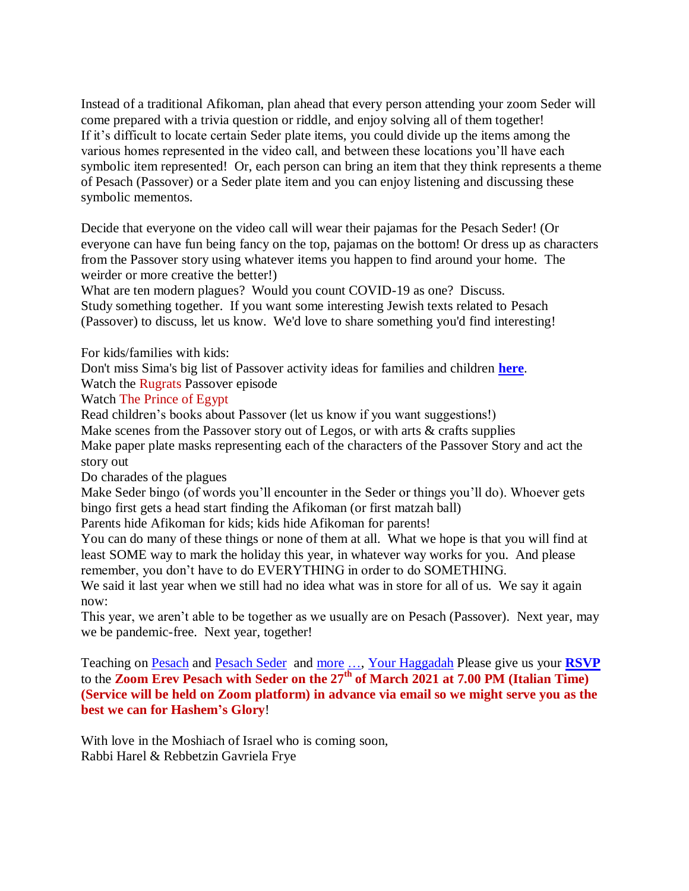Instead of a traditional Afikoman, plan ahead that every person attending your zoom Seder will come prepared with a trivia question or riddle, and enjoy solving all of them together!
If it's difficult to locate certain Seder plate items, you could divide up the items among the various homes represented in the video call, and between these locations you'll have each symbolic item represented! Or, each person can bring an item that they think represents a theme of Pesach (Passover) or a Seder plate item and you can enjoy listening and discussing these symbolic mementos.

Decide that everyone on the video call will wear their pajamas for the Pesach Seder! (Or everyone can have fun being fancy on the top, pajamas on the bottom! Or dress up as characters from the Passover story using whatever items you happen to find around your home. The weirder or more creative the better!)
What are ten modern plagues? Would you count COVID-19 as one? Discuss.
Study something together. If you want some interesting Jewish texts related to Pesach (Passover) to discuss, let us know. We'd love to share something you'd find interesting!

For kids/families with kids:
Don't miss Sima's big list of Passover activity ideas for families and children **here**.
Watch the Rugrats Passover episode
Watch The Prince of Egypt
Read children's books about Passover (let us know if you want suggestions!)
Make scenes from the Passover story out of Legos, or with arts & crafts supplies
Make paper plate masks representing each of the characters of the Passover Story and act the story out
Do charades of the plagues
Make Seder bingo (of words you'll encounter in the Seder or things you'll do). Whoever gets bingo first gets a head start finding the Afikoman (or first matzah ball)
Parents hide Afikoman for kids; kids hide Afikoman for parents!
You can do many of these things or none of them at all. What we hope is that you will find at least SOME way to mark the holiday this year, in whatever way works for you. And please remember, you don't have to do EVERYTHING in order to do SOMETHING.
We said it last year when we still had no idea what was in store for all of us. We say it again now:
This year, we aren't able to be together as we usually are on Pesach (Passover). Next year, may we be pandemic-free. Next year, together!

Teaching on Pesach and Pesach Seder and more …, Your Haggadah Please give us your **RSVP** to the **Zoom Erev Pesach with Seder on the 27th of March 2021 at 7.00 PM (Italian Time) (Service will be held on Zoom platform) in advance via email so we might serve you as the best we can for Hashem's Glory**!

With love in the Moshiach of Israel who is coming soon,
Rabbi Harel & Rebbetzin Gavriela Frye